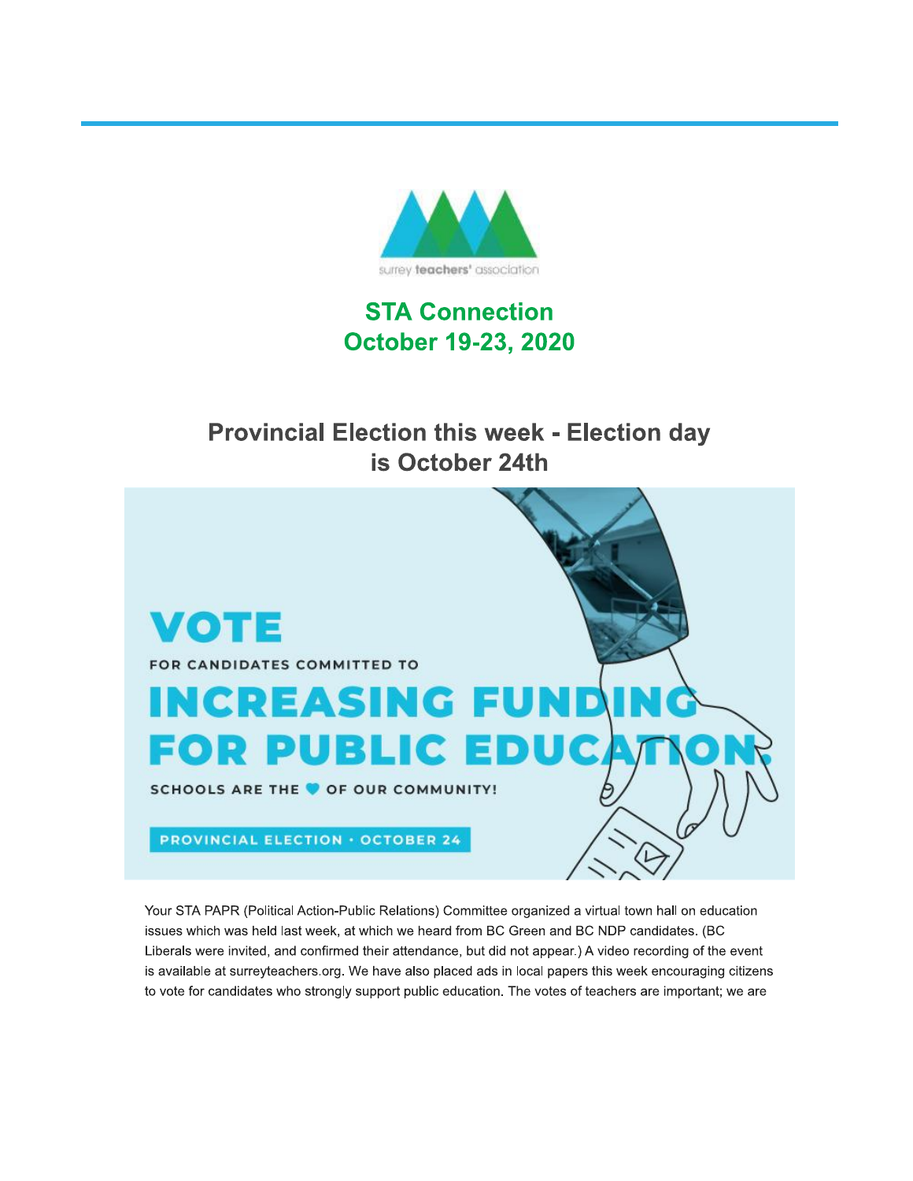surrey teachers' association

# STA Connection
# October 19-23, 2020

## Provincial Election this week - Election day is October 24th

VOTE

FOR CANDIDATES COMMITTED TO

INCREASING FUNDING FOR PUBLIC EDUCATION.

SCHOOLS ARE THE ♥ OF OUR COMMUNITY!

PROVINCIAL ELECTION · OCTOBER 24

Your STA PAPR (Political Action-Public Relations) Committee organized a virtual town hall on education issues which was held last week, at which we heard from BC Green and BC NDP candidates. (BC Liberals were invited, and confirmed their attendance, but did not appear.) A video recording of the event is available at surreyteachers.org. We have also placed ads in local papers this week encouraging citizens to vote for candidates who strongly support public education. The votes of teachers are important; we are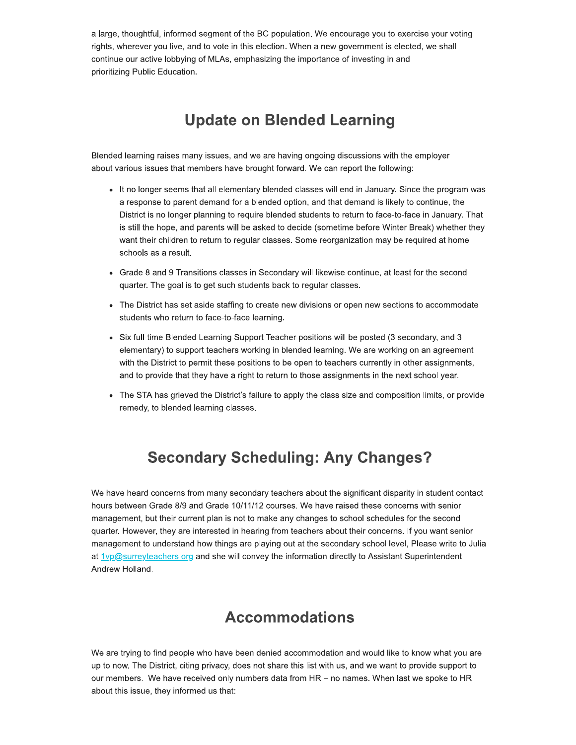a large, thoughtful, informed segment of the BC population. We encourage you to exercise your voting rights, wherever you live, and to vote in this election. When a new government is elected, we shall continue our active lobbying of MLAs, emphasizing the importance of investing in and prioritizing Public Education.

## Update on Blended Learning

Blended learning raises many issues, and we are having ongoing discussions with the employer about various issues that members have brought forward. We can report the following:

- It no longer seems that all elementary blended classes will end in January. Since the program was a response to parent demand for a blended option, and that demand is likely to continue, the District is no longer planning to require blended students to return to face-to-face in January. That is still the hope, and parents will be asked to decide (sometime before Winter Break) whether they want their children to return to regular classes. Some reorganization may be required at home schools as a result.
- Grade 8 and 9 Transitions classes in Secondary will likewise continue, at least for the second quarter. The goal is to get such students back to regular classes.
- The District has set aside staffing to create new divisions or open new sections to accommodate students who return to face-to-face learning.
- Six full-time Blended Learning Support Teacher positions will be posted (3 secondary, and 3 elementary) to support teachers working in blended learning. We are working on an agreement with the District to permit these positions to be open to teachers currently in other assignments, and to provide that they have a right to return to those assignments in the next school year.
- The STA has grieved the District's failure to apply the class size and composition limits, or provide remedy, to blended learning classes.

## Secondary Scheduling: Any Changes?

We have heard concerns from many secondary teachers about the significant disparity in student contact hours between Grade 8/9 and Grade 10/11/12 courses. We have raised these concerns with senior management, but their current plan is not to make any changes to school schedules for the second quarter. However, they are interested in hearing from teachers about their concerns. If you want senior management to understand how things are playing out at the secondary school level, Please write to Julia at 1vp@surreyteachers.org and she will convey the information directly to Assistant Superintendent Andrew Holland.

## Accommodations

We are trying to find people who have been denied accommodation and would like to know what you are up to now. The District, citing privacy, does not share this list with us, and we want to provide support to our members. We have received only numbers data from HR – no names. When last we spoke to HR about this issue, they informed us that: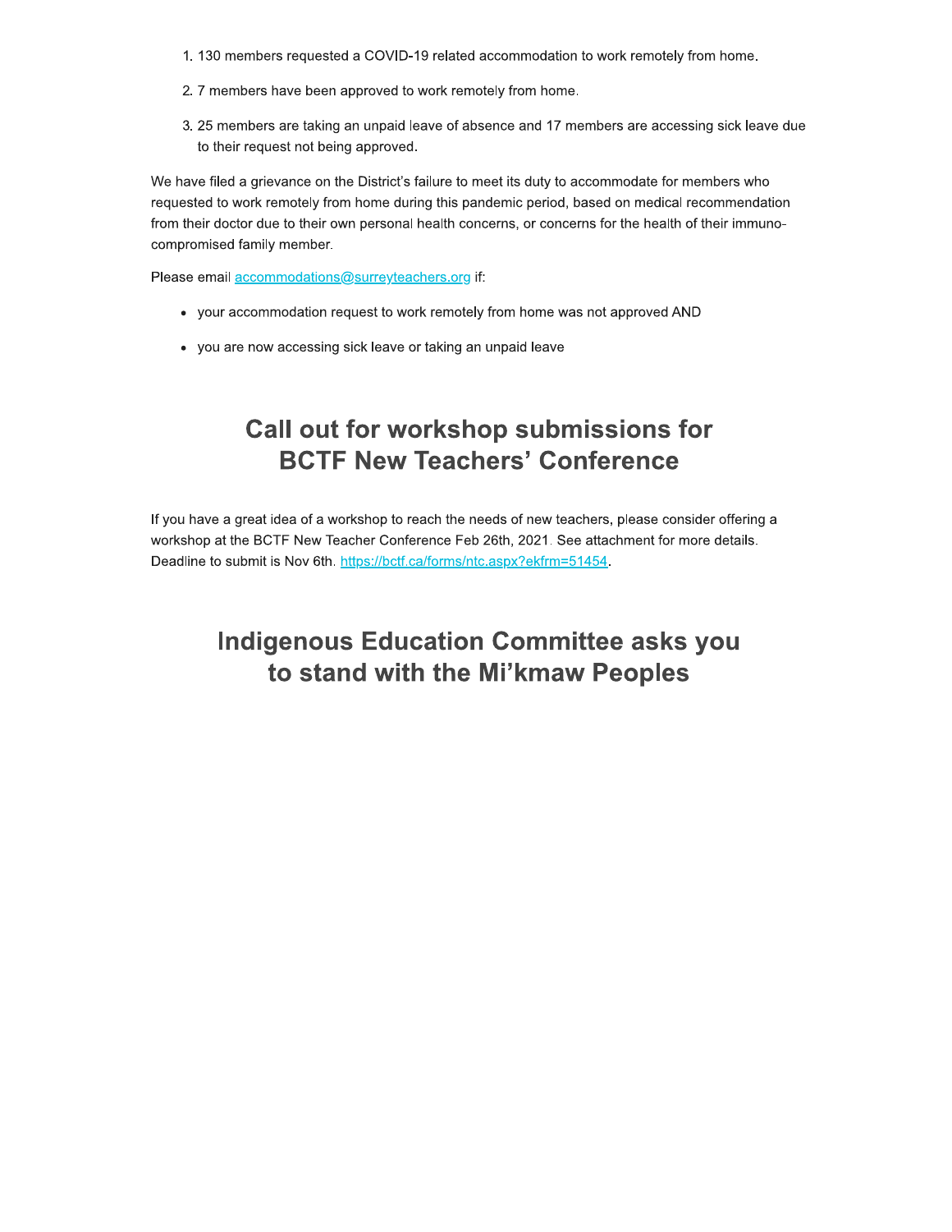1. 130 members requested a COVID-19 related accommodation to work remotely from home.
2. 7 members have been approved to work remotely from home.
3. 25 members are taking an unpaid leave of absence and 17 members are accessing sick leave due to their request not being approved.

We have filed a grievance on the District's failure to meet its duty to accommodate for members who requested to work remotely from home during this pandemic period, based on medical recommendation from their doctor due to their own personal health concerns, or concerns for the health of their immuno-compromised family member.

Please email accommodations@surreyteachers.org if:

- your accommodation request to work remotely from home was not approved AND
- you are now accessing sick leave or taking an unpaid leave

## Call out for workshop submissions for BCTF New Teachers' Conference

If you have a great idea of a workshop to reach the needs of new teachers, please consider offering a workshop at the BCTF New Teacher Conference Feb 26th, 2021. See attachment for more details. Deadline to submit is Nov 6th. https://bctf.ca/forms/ntc.aspx?ekfrm=51454.

## Indigenous Education Committee asks you to stand with the Mi'kmaw Peoples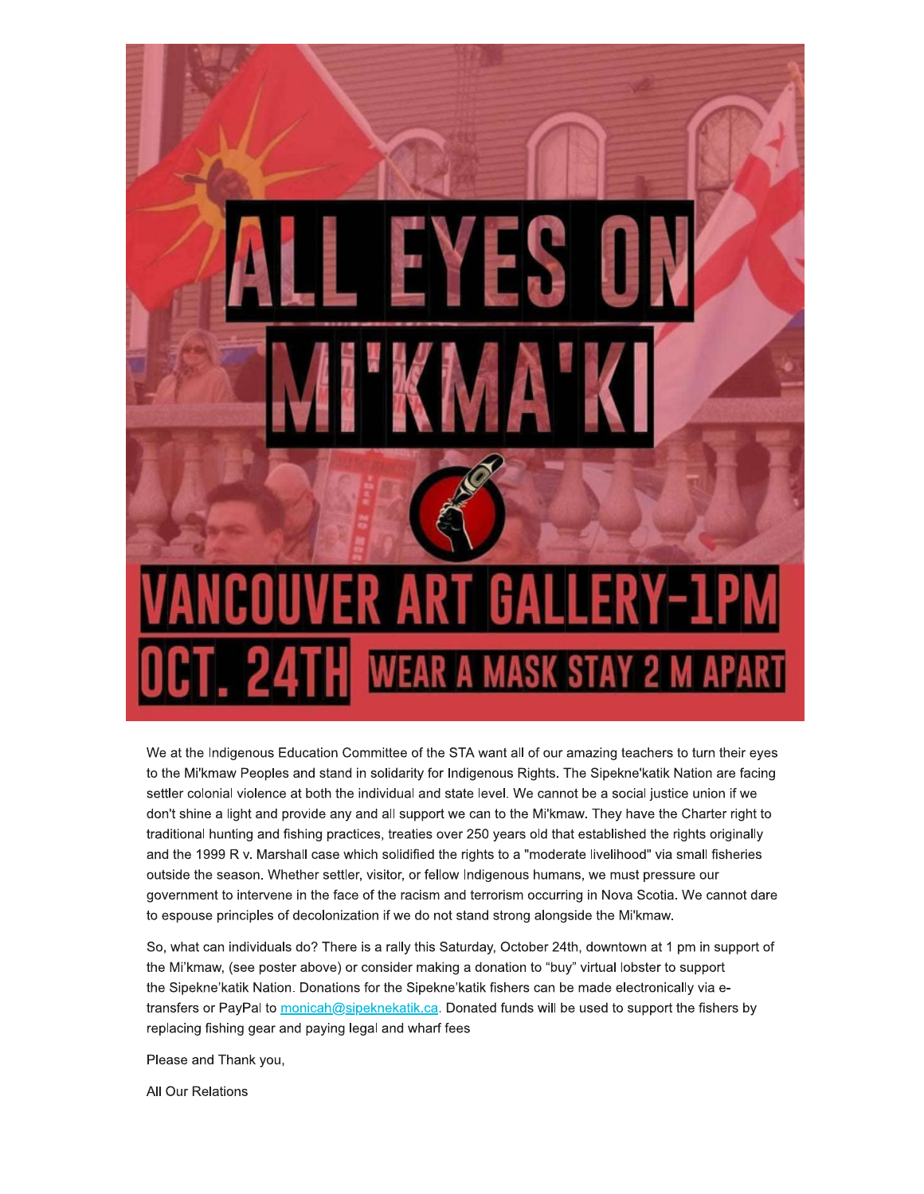ALL EYES ON MI'KMA'KI

VANCOUVER ART GALLERY-1PM

OCT. 24TH WEAR A MASK STAY 2 M APART

We at the Indigenous Education Committee of the STA want all of our amazing teachers to turn their eyes to the Mi'kmaw Peoples and stand in solidarity for Indigenous Rights. The Sipekne'katik Nation are facing settler colonial violence at both the individual and state level. We cannot be a social justice union if we don't shine a light and provide any and all support we can to the Mi'kmaw. They have the Charter right to traditional hunting and fishing practices, treaties over 250 years old that established the rights originally and the 1999 R v. Marshall case which solidified the rights to a "moderate livelihood" via small fisheries outside the season. Whether settler, visitor, or fellow Indigenous humans, we must pressure our government to intervene in the face of the racism and terrorism occurring in Nova Scotia. We cannot dare to espouse principles of decolonization if we do not stand strong alongside the Mi'kmaw.

So, what can individuals do? There is a rally this Saturday, October 24th, downtown at 1 pm in support of the Mi'kmaw, (see poster above) or consider making a donation to "buy" virtual lobster to support the Sipekne'katik Nation. Donations for the Sipekne'katik fishers can be made electronically via e-transfers or PayPal to [monicah@sipeknekatik.ca](mailto:monicah@sipeknekatik.ca). Donated funds will be used to support the fishers by replacing fishing gear and paying legal and wharf fees

Please and Thank you,

All Our Relations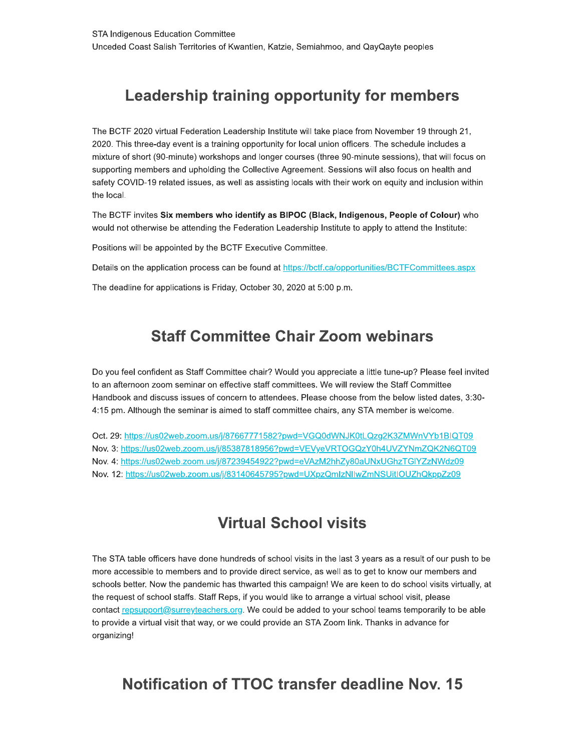STA Indigenous Education Committee
Unceded Coast Salish Territories of Kwantlen, Katzie, Semiahmoo, and QayQayte peoples

## Leadership training opportunity for members

The BCTF 2020 virtual Federation Leadership Institute will take place from November 19 through 21, 2020. This three-day event is a training opportunity for local union officers. The schedule includes a mixture of short (90-minute) workshops and longer courses (three 90-minute sessions), that will focus on supporting members and upholding the Collective Agreement. Sessions will also focus on health and safety COVID-19 related issues, as well as assisting locals with their work on equity and inclusion within the local.

The BCTF invites **Six members who identify as BIPOC (Black, Indigenous, People of Colour)** who would not otherwise be attending the Federation Leadership Institute to apply to attend the Institute:

Positions will be appointed by the BCTF Executive Committee.

Details on the application process can be found at https://bctf.ca/opportunities/BCTFCommittees.aspx

The deadline for applications is Friday, October 30, 2020 at 5:00 p.m.

## Staff Committee Chair Zoom webinars

Do you feel confident as Staff Committee chair? Would you appreciate a little tune-up? Please feel invited to an afternoon zoom seminar on effective staff committees. We will review the Staff Committee Handbook and discuss issues of concern to attendees. Please choose from the below listed dates, 3:30-4:15 pm. Although the seminar is aimed to staff committee chairs, any STA member is welcome.

Oct. 29: https://us02web.zoom.us/j/87667771582?pwd=VGQ0dWNJK0tLQzg2K3ZMWnVYb1BIQT09
Nov. 3: https://us02web.zoom.us/j/85387818956?pwd=VEVyeVRTOGQzY0h4UVZYNmZQK2N6QT09
Nov. 4: https://us02web.zoom.us/j/87239454922?pwd=eVAzM2hhZy80aUNxUGhzTGlYZzNWdz09
Nov. 12: https://us02web.zoom.us/j/83140645795?pwd=UXpzQmlzNllwZmNSUitIOUZhQkppZz09

## Virtual School visits

The STA table officers have done hundreds of school visits in the last 3 years as a result of our push to be more accessible to members and to provide direct service, as well as to get to know our members and schools better. Now the pandemic has thwarted this campaign! We are keen to do school visits virtually, at the request of school staffs. Staff Reps, if you would like to arrange a virtual school visit, please contact repsupport@surreyteachers.org. We could be added to your school teams temporarily to be able to provide a virtual visit that way, or we could provide an STA Zoom link. Thanks in advance for organizing!

## Notification of TTOC transfer deadline Nov. 15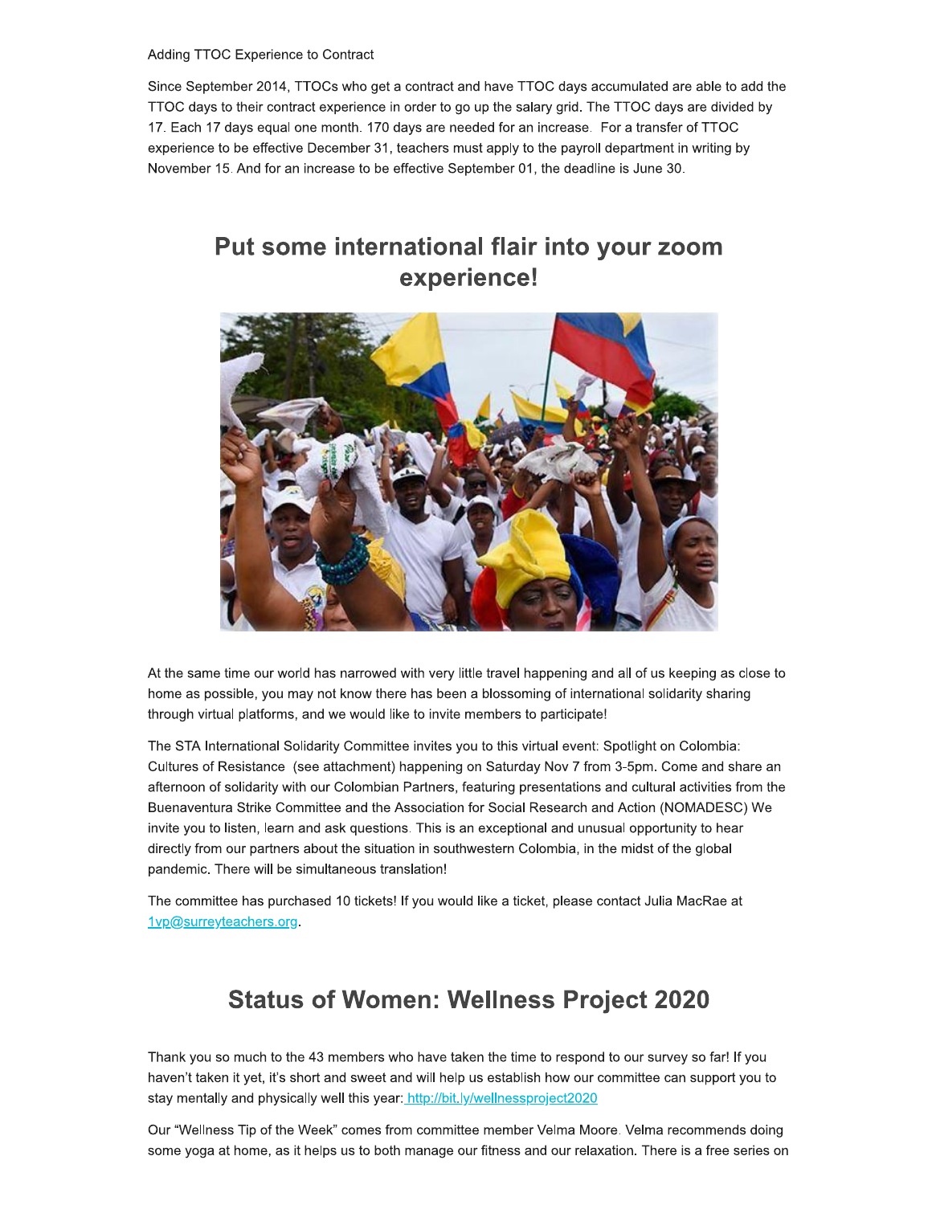Adding TTOC Experience to Contract

Since September 2014, TTOCs who get a contract and have TTOC days accumulated are able to add the TTOC days to their contract experience in order to go up the salary grid. The TTOC days are divided by 17. Each 17 days equal one month. 170 days are needed for an increase. For a transfer of TTOC experience to be effective December 31, teachers must apply to the payroll department in writing by November 15. And for an increase to be effective September 01, the deadline is June 30.

## Put some international flair into your zoom experience!

At the same time our world has narrowed with very little travel happening and all of us keeping as close to home as possible, you may not know there has been a blossoming of international solidarity sharing through virtual platforms, and we would like to invite members to participate!

The STA International Solidarity Committee invites you to this virtual event: Spotlight on Colombia: Cultures of Resistance (see attachment) happening on Saturday Nov 7 from 3-5pm. Come and share an afternoon of solidarity with our Colombian Partners, featuring presentations and cultural activities from the Buenaventura Strike Committee and the Association for Social Research and Action (NOMADESC) We invite you to listen, learn and ask questions. This is an exceptional and unusual opportunity to hear directly from our partners about the situation in southwestern Colombia, in the midst of the global pandemic. There will be simultaneous translation!

The committee has purchased 10 tickets! If you would like a ticket, please contact Julia MacRae at 1vp@surreyteachers.org.

## Status of Women: Wellness Project 2020

Thank you so much to the 43 members who have taken the time to respond to our survey so far! If you haven't taken it yet, it's short and sweet and will help us establish how our committee can support you to stay mentally and physically well this year: http://bit.ly/wellnessproject2020

Our "Wellness Tip of the Week" comes from committee member Velma Moore. Velma recommends doing some yoga at home, as it helps us to both manage our fitness and our relaxation. There is a free series on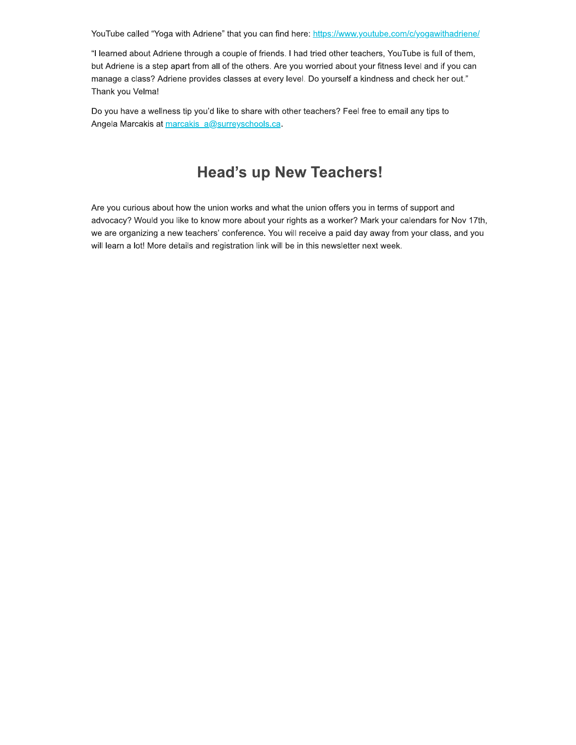YouTube called "Yoga with Adriene" that you can find here: [https://www.youtube.com/c/yogawithadriene/](https://www.youtube.com/c/yogawithadriene/)

"I learned about Adriene through a couple of friends. I had tried other teachers, YouTube is full of them, but Adriene is a step apart from all of the others. Are you worried about your fitness level and if you can manage a class? Adriene provides classes at every level. Do yourself a kindness and check her out." Thank you Velma!

Do you have a wellness tip you'd like to share with other teachers? Feel free to email any tips to Angela Marcakis at [marcakis_a@surreyschools.ca](mailto:marcakis_a@surreyschools.ca).

## Head's up New Teachers!

Are you curious about how the union works and what the union offers you in terms of support and advocacy? Would you like to know more about your rights as a worker? Mark your calendars for Nov 17th, we are organizing a new teachers' conference. You will receive a paid day away from your class, and you will learn a lot! More details and registration link will be in this newsletter next week.